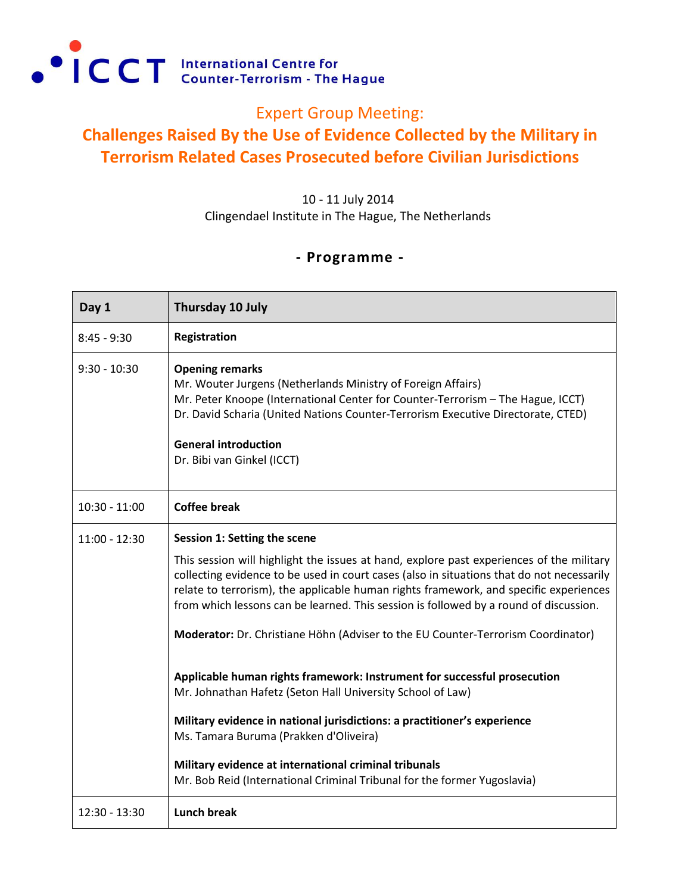ICCT International Centre for Counter-Terrorism - The Hague

## Expert Group Meeting:

# Challenges Raised By the Use of Evidence Collected by the Military in Terrorism Related Cases Prosecuted before Civilian Jurisdictions

10 - 11 July 2014
Clingendael Institute in The Hague, The Netherlands

## - Programme -

| Day 1 | Thursday 10 July |
|---|---|
| 8:45 - 9:30 | **Registration** |
| 9:30 - 10:30 | **Opening remarks**<br>Mr. Wouter Jurgens (Netherlands Ministry of Foreign Affairs)<br>Mr. Peter Knoope (International Center for Counter-Terrorism – The Hague, ICCT)<br>Dr. David Scharia (United Nations Counter-Terrorism Executive Directorate, CTED)<br><br>**General introduction**<br>Dr. Bibi van Ginkel (ICCT) |
| 10:30 - 11:00 | **Coffee break** |
| 11:00 - 12:30 | **Session 1: Setting the scene**<br>This session will highlight the issues at hand, explore past experiences of the military collecting evidence to be used in court cases (also in situations that do not necessarily relate to terrorism), the applicable human rights framework, and specific experiences from which lessons can be learned. This session is followed by a round of discussion.<br><br>**Moderator:** Dr. Christiane Höhn (Adviser to the EU Counter-Terrorism Coordinator)<br><br>**Applicable human rights framework: Instrument for successful prosecution**<br>Mr. Johnathan Hafetz (Seton Hall University School of Law)<br><br>**Military evidence in national jurisdictions: a practitioner's experience**<br>Ms. Tamara Buruma (Prakken d'Oliveira)<br><br>**Military evidence at international criminal tribunals**<br>Mr. Bob Reid (International Criminal Tribunal for the former Yugoslavia) |
| 12:30 - 13:30 | **Lunch break** |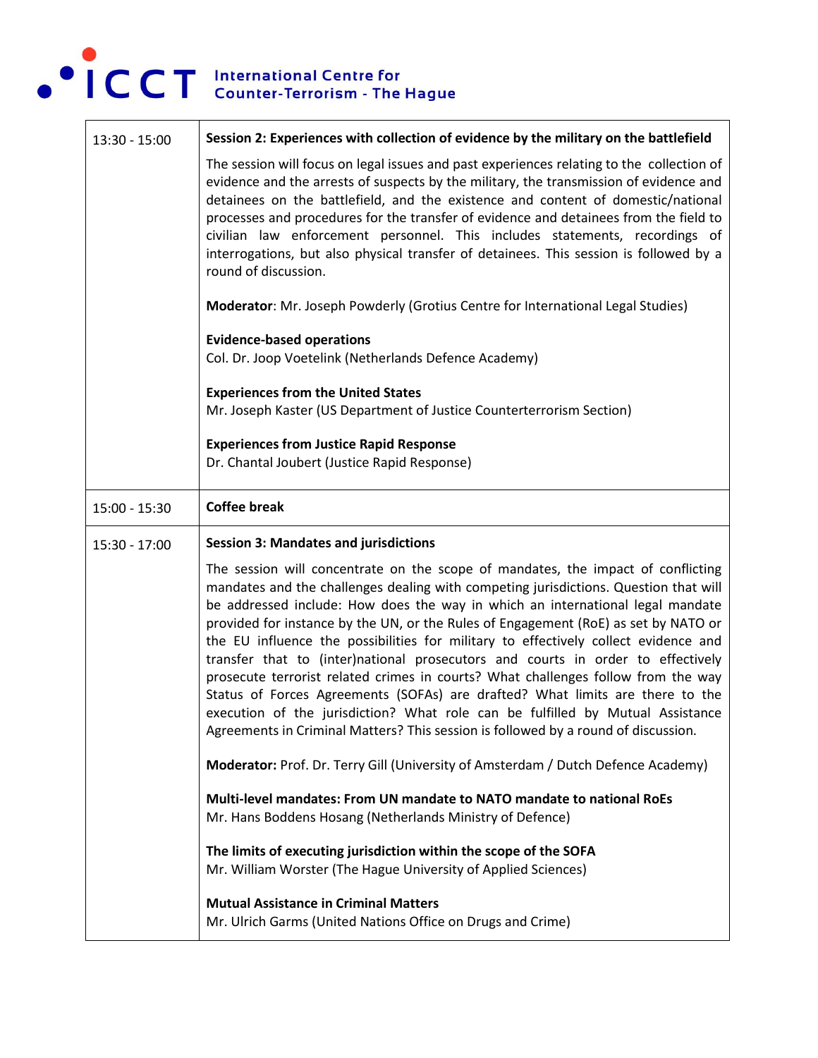| | |
|---|---|
| 13:30 - 15:00 | **Session 2: Experiences with collection of evidence by the military on the battlefield**<br><br>The session will focus on legal issues and past experiences relating to the collection of evidence and the arrests of suspects by the military, the transmission of evidence and detainees on the battlefield, and the existence and content of domestic/national processes and procedures for the transfer of evidence and detainees from the field to civilian law enforcement personnel. This includes statements, recordings of interrogations, but also physical transfer of detainees. This session is followed by a round of discussion.<br><br>**Moderator**: Mr. Joseph Powderly (Grotius Centre for International Legal Studies)<br><br>**Evidence-based operations**<br>Col. Dr. Joop Voetelink (Netherlands Defence Academy)<br><br>**Experiences from the United States**<br>Mr. Joseph Kaster (US Department of Justice Counterterrorism Section)<br><br>**Experiences from Justice Rapid Response**<br>Dr. Chantal Joubert (Justice Rapid Response) |
| 15:00 - 15:30 | **Coffee break** |
| 15:30 - 17:00 | **Session 3: Mandates and jurisdictions**<br><br>The session will concentrate on the scope of mandates, the impact of conflicting mandates and the challenges dealing with competing jurisdictions. Question that will be addressed include: How does the way in which an international legal mandate provided for instance by the UN, or the Rules of Engagement (RoE) as set by NATO or the EU influence the possibilities for military to effectively collect evidence and transfer that to (inter)national prosecutors and courts in order to effectively prosecute terrorist related crimes in courts? What challenges follow from the way Status of Forces Agreements (SOFAs) are drafted? What limits are there to the execution of the jurisdiction? What role can be fulfilled by Mutual Assistance Agreements in Criminal Matters? This session is followed by a round of discussion.<br><br>**Moderator:** Prof. Dr. Terry Gill (University of Amsterdam / Dutch Defence Academy)<br><br>**Multi-level mandates: From UN mandate to NATO mandate to national RoEs**<br>Mr. Hans Boddens Hosang (Netherlands Ministry of Defence)<br><br>**The limits of executing jurisdiction within the scope of the SOFA**<br>Mr. William Worster (The Hague University of Applied Sciences)<br><br>**Mutual Assistance in Criminal Matters**<br>Mr. Ulrich Garms (United Nations Office on Drugs and Crime) |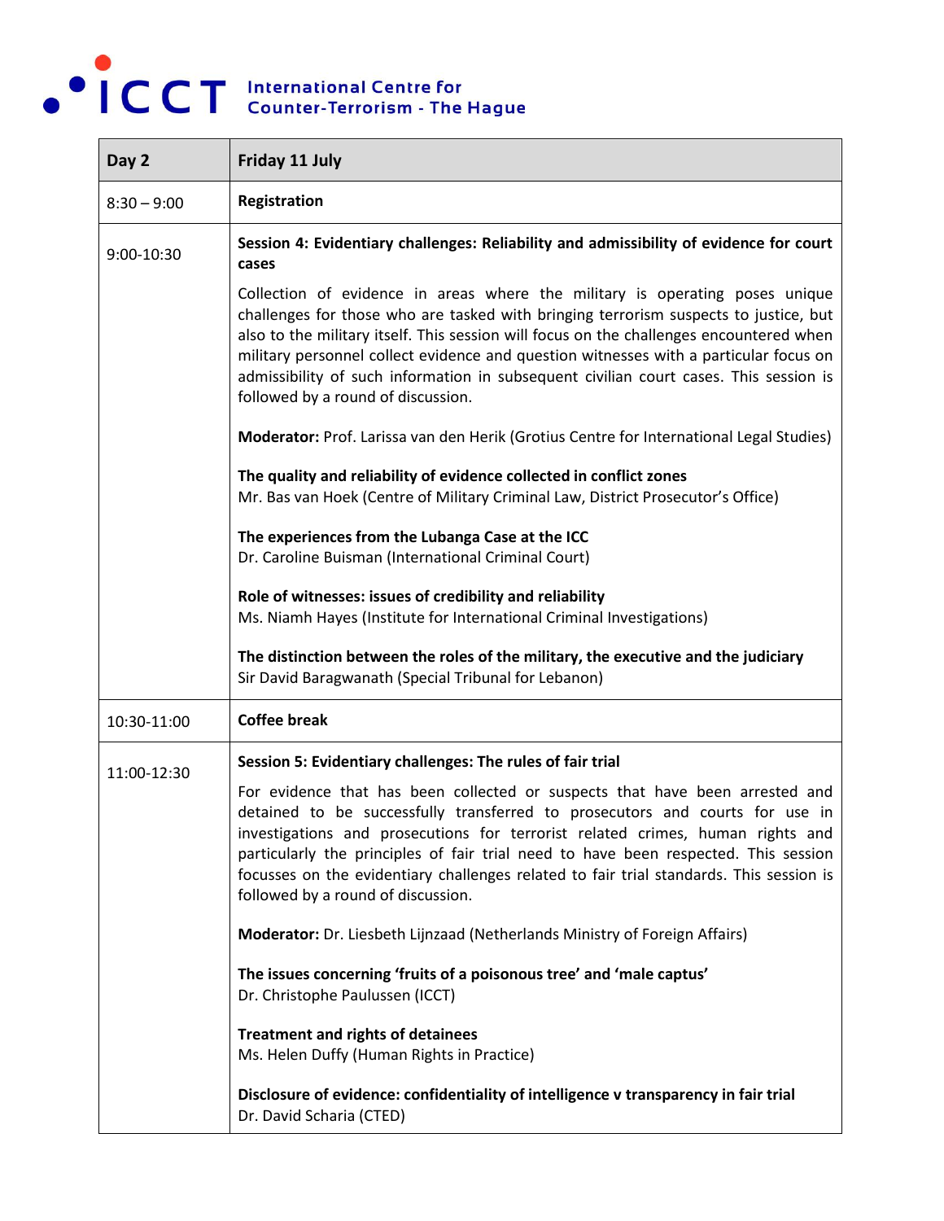| Day 2 | Friday 11 July |
| --- | --- |
| 8:30 – 9:00 | **Registration** |
| 9:00-10:30 | **Session 4: Evidentiary challenges: Reliability and admissibility of evidence for court cases**<br><br>Collection of evidence in areas where the military is operating poses unique challenges for those who are tasked with bringing terrorism suspects to justice, but also to the military itself. This session will focus on the challenges encountered when military personnel collect evidence and question witnesses with a particular focus on admissibility of such information in subsequent civilian court cases. This session is followed by a round of discussion.<br><br>**Moderator:** Prof. Larissa van den Herik (Grotius Centre for International Legal Studies)<br><br>**The quality and reliability of evidence collected in conflict zones**<br>Mr. Bas van Hoek (Centre of Military Criminal Law, District Prosecutor's Office)<br><br>**The experiences from the Lubanga Case at the ICC**<br>Dr. Caroline Buisman (International Criminal Court)<br><br>**Role of witnesses: issues of credibility and reliability**<br>Ms. Niamh Hayes (Institute for International Criminal Investigations)<br><br>**The distinction between the roles of the military, the executive and the judiciary**<br>Sir David Baragwanath (Special Tribunal for Lebanon) |
| 10:30-11:00 | **Coffee break** |
| 11:00-12:30 | **Session 5: Evidentiary challenges: The rules of fair trial**<br><br>For evidence that has been collected or suspects that have been arrested and detained to be successfully transferred to prosecutors and courts for use in investigations and prosecutions for terrorist related crimes, human rights and particularly the principles of fair trial need to have been respected. This session focusses on the evidentiary challenges related to fair trial standards. This session is followed by a round of discussion.<br><br>**Moderator:** Dr. Liesbeth Lijnzaad (Netherlands Ministry of Foreign Affairs)<br><br>**The issues concerning 'fruits of a poisonous tree' and 'male captus'**<br>Dr. Christophe Paulussen (ICCT)<br><br>**Treatment and rights of detainees**<br>Ms. Helen Duffy (Human Rights in Practice)<br><br>**Disclosure of evidence: confidentiality of intelligence v transparency in fair trial**<br>Dr. David Scharia (CTED) |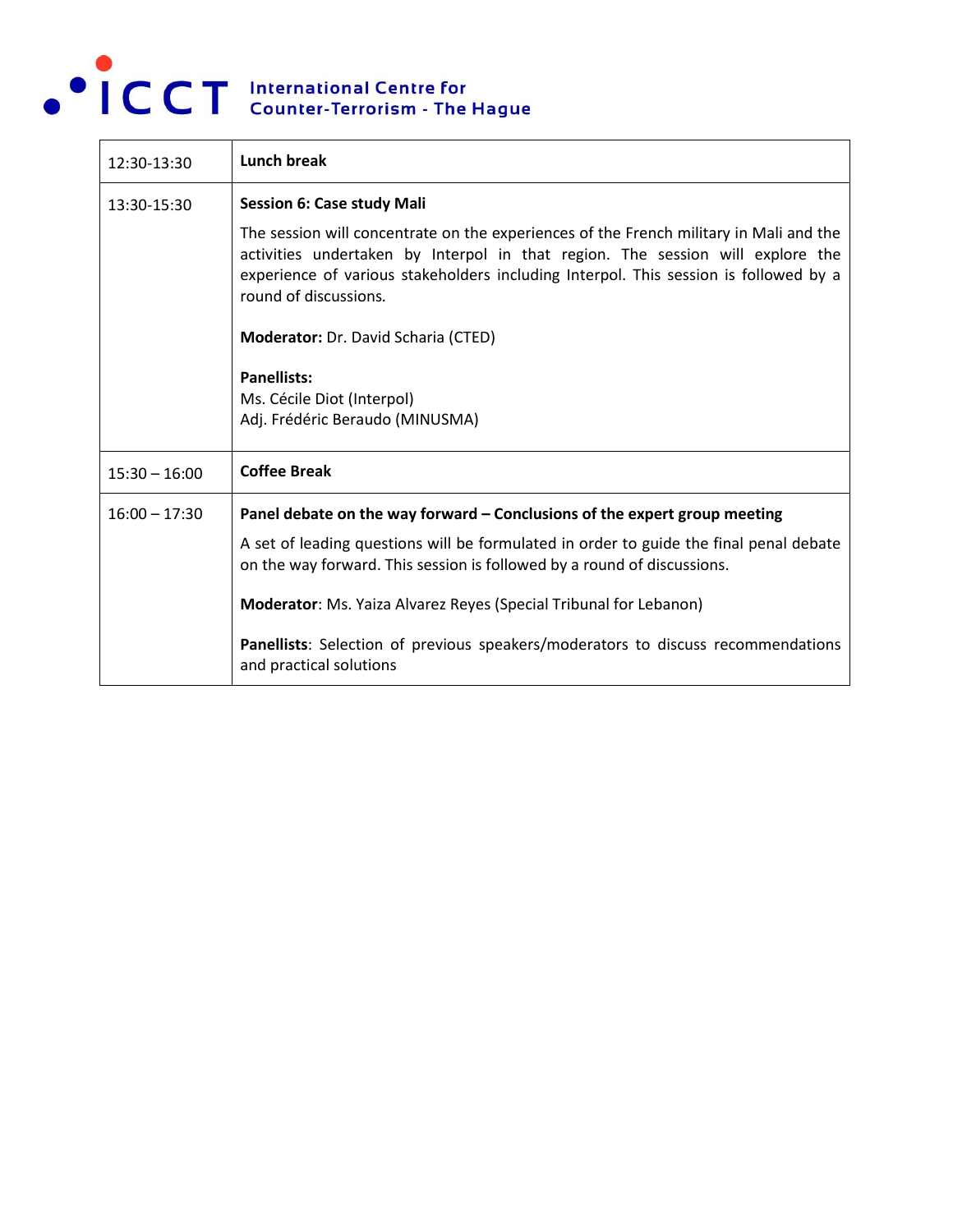| | |
|---|---|
| 12:30-13:30 | **Lunch break** |
| 13:30-15:30 | **Session 6: Case study Mali**<br><br>The session will concentrate on the experiences of the French military in Mali and the activities undertaken by Interpol in that region. The session will explore the experience of various stakeholders including Interpol. This session is followed by a round of discussions.<br><br>**Moderator:** Dr. David Scharia (CTED)<br><br>**Panellists:**<br>Ms. Cécile Diot (Interpol)<br>Adj. Frédéric Beraudo (MINUSMA) |
| 15:30 – 16:00 | **Coffee Break** |
| 16:00 – 17:30 | **Panel debate on the way forward – Conclusions of the expert group meeting**<br><br>A set of leading questions will be formulated in order to guide the final penal debate on the way forward. This session is followed by a round of discussions.<br><br>**Moderator**: Ms. Yaiza Alvarez Reyes (Special Tribunal for Lebanon)<br><br>**Panellists**: Selection of previous speakers/moderators to discuss recommendations and practical solutions |